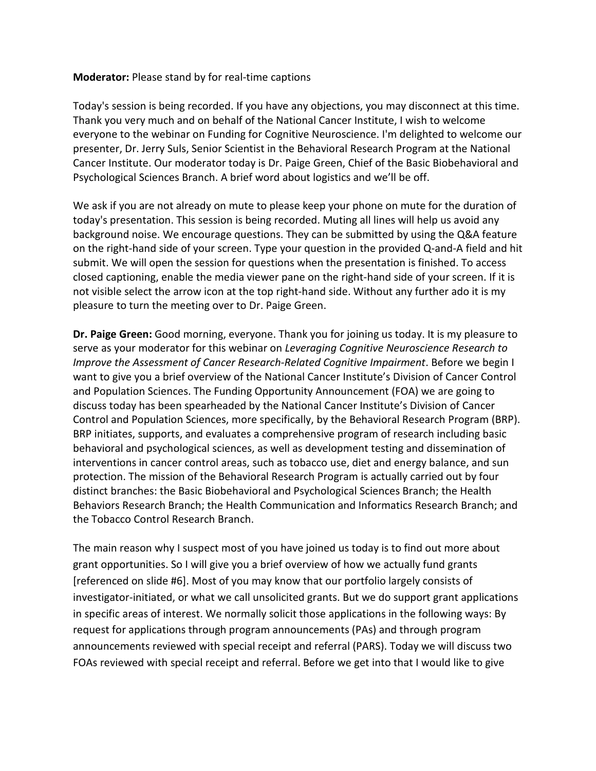**Moderator:** Please stand by for real-time captions

Today's session is being recorded. If you have any objections, you may disconnect at this time. Thank you very much and on behalf of the National Cancer Institute, I wish to welcome everyone to the webinar on Funding for Cognitive Neuroscience. I'm delighted to welcome our presenter, Dr. Jerry Suls, Senior Scientist in the Behavioral Research Program at the National Cancer Institute. Our moderator today is Dr. Paige Green, Chief of the Basic Biobehavioral and Psychological Sciences Branch. A brief word about logistics and we'll be off.

We ask if you are not already on mute to please keep your phone on mute for the duration of today's presentation. This session is being recorded. Muting all lines will help us avoid any background noise. We encourage questions. They can be submitted by using the Q&A feature on the right-hand side of your screen. Type your question in the provided Q-and-A field and hit submit. We will open the session for questions when the presentation is finished. To access closed captioning, enable the media viewer pane on the right-hand side of your screen. If it is not visible select the arrow icon at the top right-hand side. Without any further ado it is my pleasure to turn the meeting over to Dr. Paige Green.

**Dr. Paige Green:** Good morning, everyone. Thank you for joining us today. It is my pleasure to serve as your moderator for this webinar on *Leveraging Cognitive Neuroscience Research to Improve the Assessment of Cancer Research-Related Cognitive Impairment*. Before we begin I want to give you a brief overview of the National Cancer Institute's Division of Cancer Control and Population Sciences. The Funding Opportunity Announcement (FOA) we are going to discuss today has been spearheaded by the National Cancer Institute's Division of Cancer Control and Population Sciences, more specifically, by the Behavioral Research Program (BRP). BRP initiates, supports, and evaluates a comprehensive program of research including basic behavioral and psychological sciences, as well as development testing and dissemination of interventions in cancer control areas, such as tobacco use, diet and energy balance, and sun protection. The mission of the Behavioral Research Program is actually carried out by four distinct branches: the Basic Biobehavioral and Psychological Sciences Branch; the Health Behaviors Research Branch; the Health Communication and Informatics Research Branch; and the Tobacco Control Research Branch.

The main reason why I suspect most of you have joined us today is to find out more about grant opportunities. So I will give you a brief overview of how we actually fund grants [referenced on slide #6]. Most of you may know that our portfolio largely consists of investigator-initiated, or what we call unsolicited grants. But we do support grant applications in specific areas of interest. We normally solicit those applications in the following ways: By request for applications through program announcements (PAs) and through program announcements reviewed with special receipt and referral (PARS). Today we will discuss two FOAs reviewed with special receipt and referral. Before we get into that I would like to give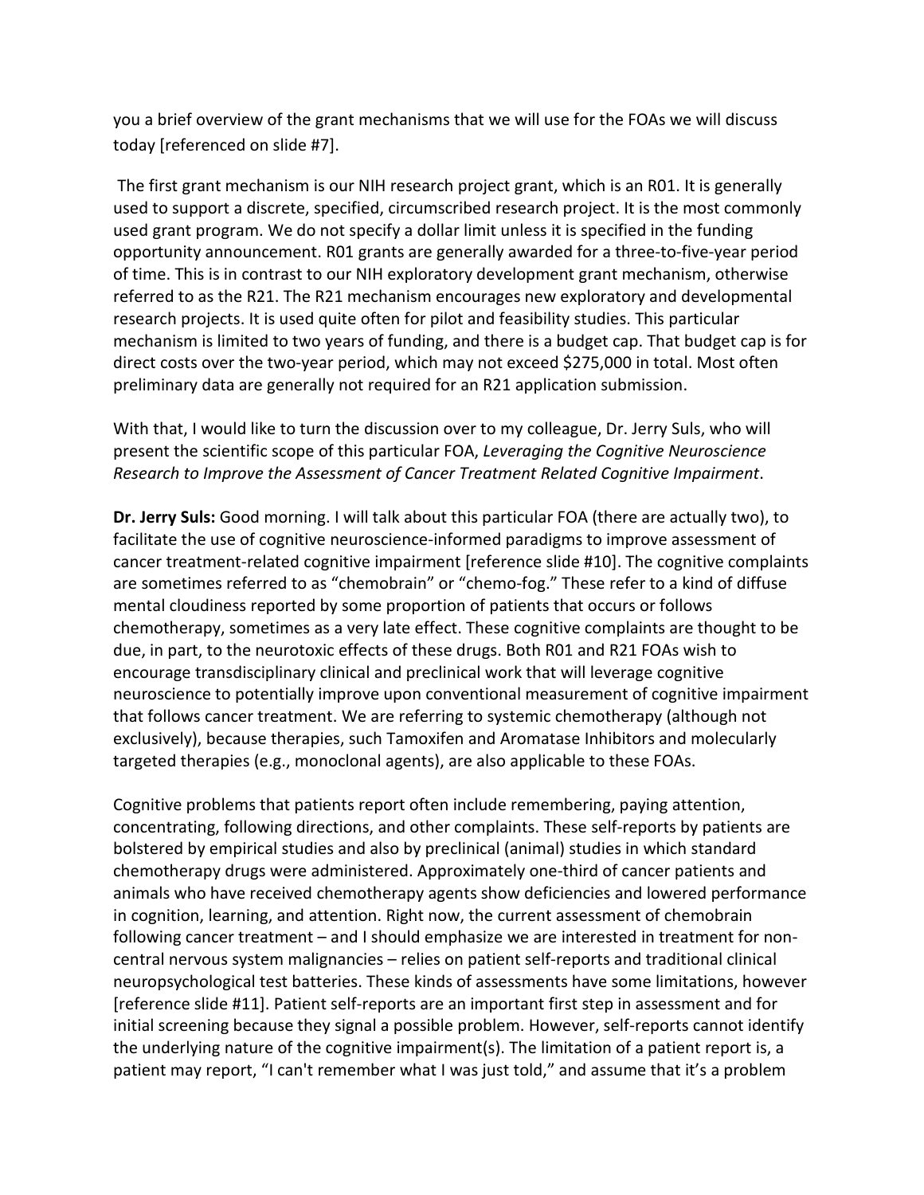you a brief overview of the grant mechanisms that we will use for the FOAs we will discuss today [referenced on slide #7].

The first grant mechanism is our NIH research project grant, which is an R01. It is generally used to support a discrete, specified, circumscribed research project. It is the most commonly used grant program. We do not specify a dollar limit unless it is specified in the funding opportunity announcement. R01 grants are generally awarded for a three-to-five-year period of time. This is in contrast to our NIH exploratory development grant mechanism, otherwise referred to as the R21. The R21 mechanism encourages new exploratory and developmental research projects. It is used quite often for pilot and feasibility studies. This particular mechanism is limited to two years of funding, and there is a budget cap. That budget cap is for direct costs over the two-year period, which may not exceed $275,000 in total. Most often preliminary data are generally not required for an R21 application submission.

With that, I would like to turn the discussion over to my colleague, Dr. Jerry Suls, who will present the scientific scope of this particular FOA, *Leveraging the Cognitive Neuroscience Research to Improve the Assessment of Cancer Treatment Related Cognitive Impairment*.

**Dr. Jerry Suls:** Good morning. I will talk about this particular FOA (there are actually two), to facilitate the use of cognitive neuroscience-informed paradigms to improve assessment of cancer treatment-related cognitive impairment [reference slide #10]. The cognitive complaints are sometimes referred to as "chemobrain" or "chemo-fog." These refer to a kind of diffuse mental cloudiness reported by some proportion of patients that occurs or follows chemotherapy, sometimes as a very late effect. These cognitive complaints are thought to be due, in part, to the neurotoxic effects of these drugs. Both R01 and R21 FOAs wish to encourage transdisciplinary clinical and preclinical work that will leverage cognitive neuroscience to potentially improve upon conventional measurement of cognitive impairment that follows cancer treatment. We are referring to systemic chemotherapy (although not exclusively), because therapies, such Tamoxifen and Aromatase Inhibitors and molecularly targeted therapies (e.g., monoclonal agents), are also applicable to these FOAs.

Cognitive problems that patients report often include remembering, paying attention, concentrating, following directions, and other complaints. These self-reports by patients are bolstered by empirical studies and also by preclinical (animal) studies in which standard chemotherapy drugs were administered. Approximately one-third of cancer patients and animals who have received chemotherapy agents show deficiencies and lowered performance in cognition, learning, and attention. Right now, the current assessment of chemobrain following cancer treatment – and I should emphasize we are interested in treatment for non-central nervous system malignancies – relies on patient self-reports and traditional clinical neuropsychological test batteries. These kinds of assessments have some limitations, however [reference slide #11]. Patient self-reports are an important first step in assessment and for initial screening because they signal a possible problem. However, self-reports cannot identify the underlying nature of the cognitive impairment(s). The limitation of a patient report is, a patient may report, "I can't remember what I was just told," and assume that it's a problem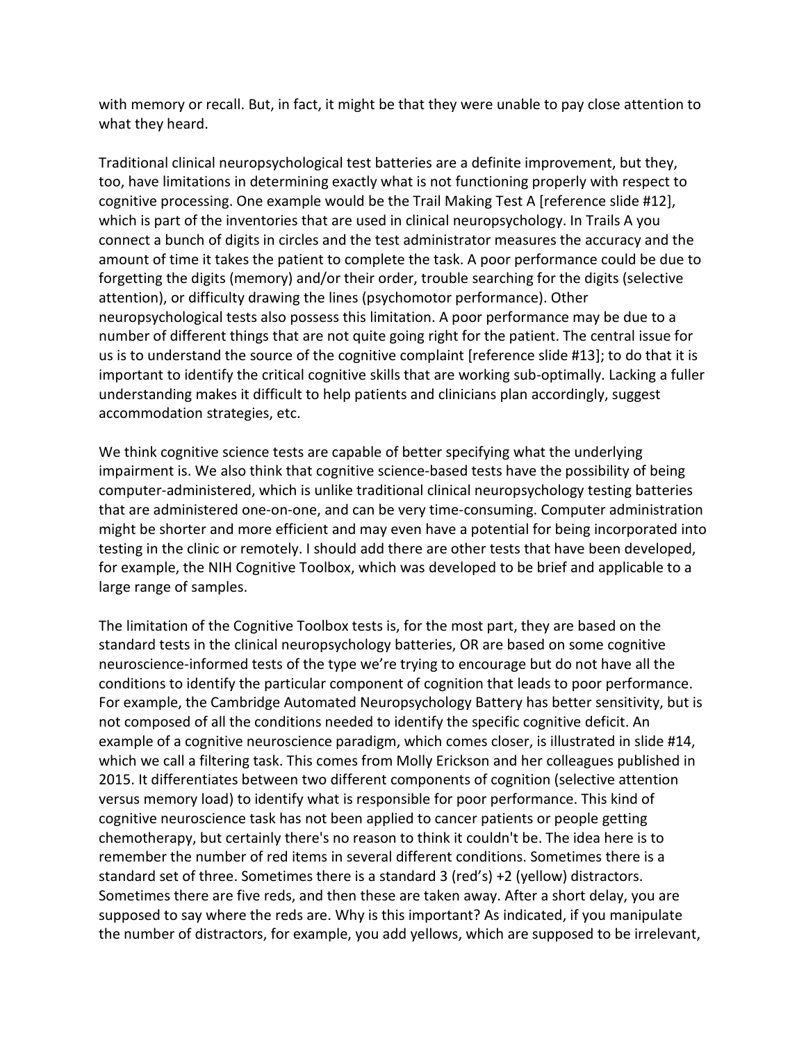with memory or recall. But, in fact, it might be that they were unable to pay close attention to what they heard.

Traditional clinical neuropsychological test batteries are a definite improvement, but they, too, have limitations in determining exactly what is not functioning properly with respect to cognitive processing. One example would be the Trail Making Test A [reference slide #12], which is part of the inventories that are used in clinical neuropsychology. In Trails A you connect a bunch of digits in circles and the test administrator measures the accuracy and the amount of time it takes the patient to complete the task. A poor performance could be due to forgetting the digits (memory) and/or their order, trouble searching for the digits (selective attention), or difficulty drawing the lines (psychomotor performance). Other neuropsychological tests also possess this limitation. A poor performance may be due to a number of different things that are not quite going right for the patient. The central issue for us is to understand the source of the cognitive complaint [reference slide #13]; to do that it is important to identify the critical cognitive skills that are working sub-optimally. Lacking a fuller understanding makes it difficult to help patients and clinicians plan accordingly, suggest accommodation strategies, etc.

We think cognitive science tests are capable of better specifying what the underlying impairment is. We also think that cognitive science-based tests have the possibility of being computer-administered, which is unlike traditional clinical neuropsychology testing batteries that are administered one-on-one, and can be very time-consuming. Computer administration might be shorter and more efficient and may even have a potential for being incorporated into testing in the clinic or remotely. I should add there are other tests that have been developed, for example, the NIH Cognitive Toolbox, which was developed to be brief and applicable to a large range of samples.

The limitation of the Cognitive Toolbox tests is, for the most part, they are based on the standard tests in the clinical neuropsychology batteries, OR are based on some cognitive neuroscience-informed tests of the type we're trying to encourage but do not have all the conditions to identify the particular component of cognition that leads to poor performance. For example, the Cambridge Automated Neuropsychology Battery has better sensitivity, but is not composed of all the conditions needed to identify the specific cognitive deficit. An example of a cognitive neuroscience paradigm, which comes closer, is illustrated in slide #14, which we call a filtering task. This comes from Molly Erickson and her colleagues published in 2015. It differentiates between two different components of cognition (selective attention versus memory load) to identify what is responsible for poor performance. This kind of cognitive neuroscience task has not been applied to cancer patients or people getting chemotherapy, but certainly there's no reason to think it couldn't be. The idea here is to remember the number of red items in several different conditions. Sometimes there is a standard set of three. Sometimes there is a standard 3 (red's) +2 (yellow) distractors. Sometimes there are five reds, and then these are taken away. After a short delay, you are supposed to say where the reds are. Why is this important? As indicated, if you manipulate the number of distractors, for example, you add yellows, which are supposed to be irrelevant,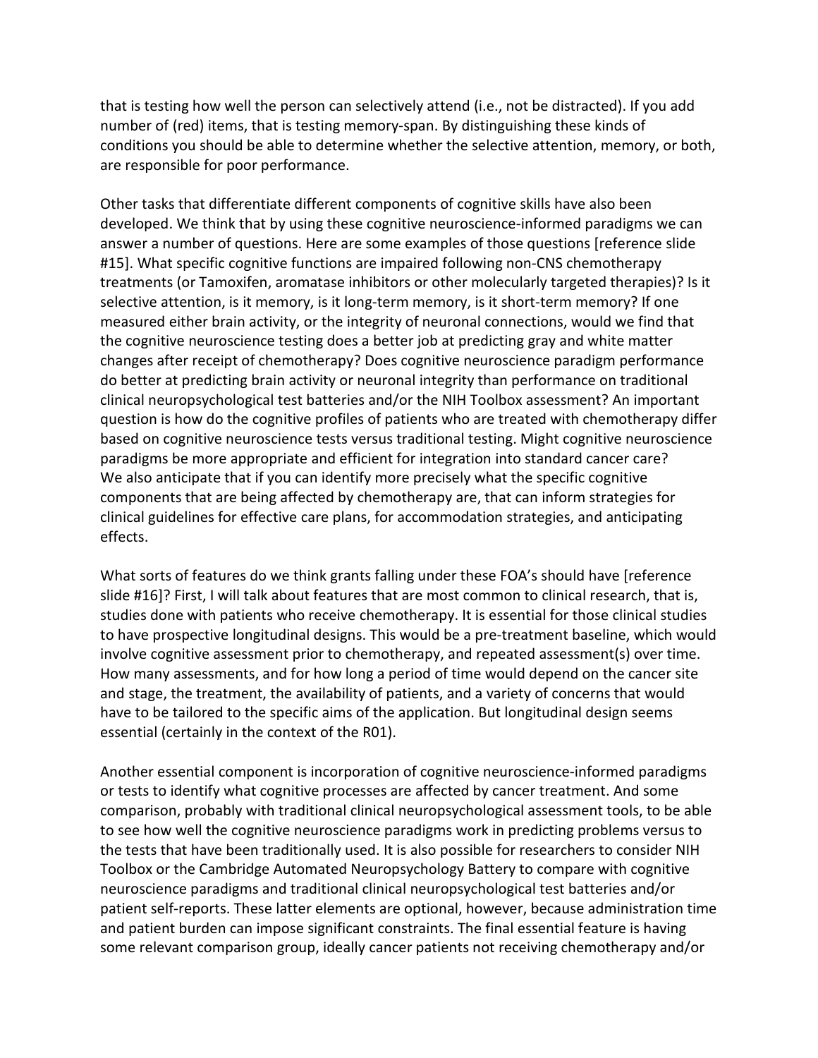that is testing how well the person can selectively attend (i.e., not be distracted). If you add number of (red) items, that is testing memory-span. By distinguishing these kinds of conditions you should be able to determine whether the selective attention, memory, or both, are responsible for poor performance.

Other tasks that differentiate different components of cognitive skills have also been developed. We think that by using these cognitive neuroscience-informed paradigms we can answer a number of questions. Here are some examples of those questions [reference slide #15]. What specific cognitive functions are impaired following non-CNS chemotherapy treatments (or Tamoxifen, aromatase inhibitors or other molecularly targeted therapies)? Is it selective attention, is it memory, is it long-term memory, is it short-term memory? If one measured either brain activity, or the integrity of neuronal connections, would we find that the cognitive neuroscience testing does a better job at predicting gray and white matter changes after receipt of chemotherapy? Does cognitive neuroscience paradigm performance do better at predicting brain activity or neuronal integrity than performance on traditional clinical neuropsychological test batteries and/or the NIH Toolbox assessment? An important question is how do the cognitive profiles of patients who are treated with chemotherapy differ based on cognitive neuroscience tests versus traditional testing. Might cognitive neuroscience paradigms be more appropriate and efficient for integration into standard cancer care? We also anticipate that if you can identify more precisely what the specific cognitive components that are being affected by chemotherapy are, that can inform strategies for clinical guidelines for effective care plans, for accommodation strategies, and anticipating effects.

What sorts of features do we think grants falling under these FOA's should have [reference slide #16]? First, I will talk about features that are most common to clinical research, that is, studies done with patients who receive chemotherapy. It is essential for those clinical studies to have prospective longitudinal designs. This would be a pre-treatment baseline, which would involve cognitive assessment prior to chemotherapy, and repeated assessment(s) over time. How many assessments, and for how long a period of time would depend on the cancer site and stage, the treatment, the availability of patients, and a variety of concerns that would have to be tailored to the specific aims of the application. But longitudinal design seems essential (certainly in the context of the R01).

Another essential component is incorporation of cognitive neuroscience-informed paradigms or tests to identify what cognitive processes are affected by cancer treatment. And some comparison, probably with traditional clinical neuropsychological assessment tools, to be able to see how well the cognitive neuroscience paradigms work in predicting problems versus to the tests that have been traditionally used. It is also possible for researchers to consider NIH Toolbox or the Cambridge Automated Neuropsychology Battery to compare with cognitive neuroscience paradigms and traditional clinical neuropsychological test batteries and/or patient self-reports. These latter elements are optional, however, because administration time and patient burden can impose significant constraints. The final essential feature is having some relevant comparison group, ideally cancer patients not receiving chemotherapy and/or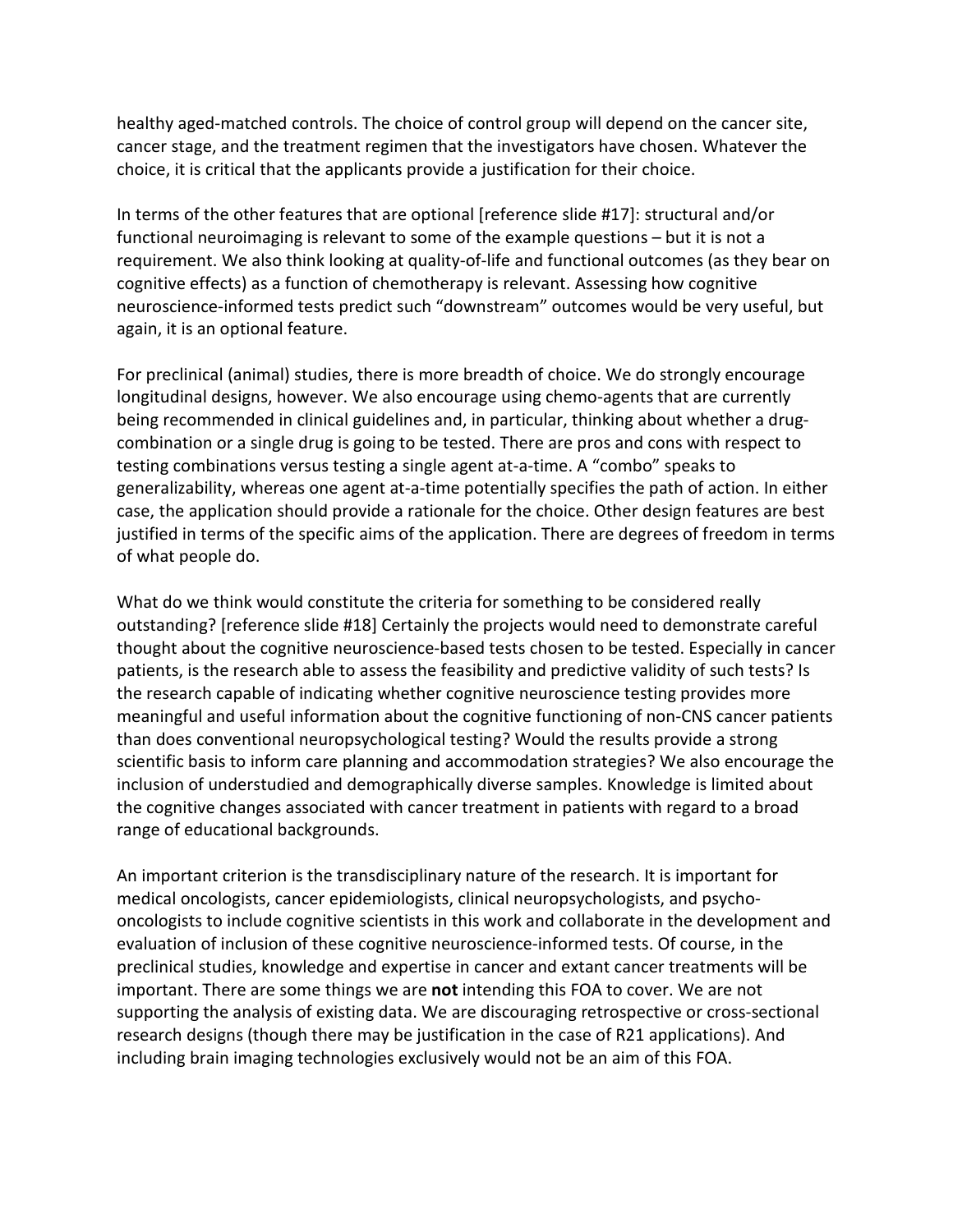healthy aged-matched controls. The choice of control group will depend on the cancer site, cancer stage, and the treatment regimen that the investigators have chosen. Whatever the choice, it is critical that the applicants provide a justification for their choice.

In terms of the other features that are optional [reference slide #17]: structural and/or functional neuroimaging is relevant to some of the example questions – but it is not a requirement. We also think looking at quality-of-life and functional outcomes (as they bear on cognitive effects) as a function of chemotherapy is relevant. Assessing how cognitive neuroscience-informed tests predict such "downstream" outcomes would be very useful, but again, it is an optional feature.

For preclinical (animal) studies, there is more breadth of choice. We do strongly encourage longitudinal designs, however. We also encourage using chemo-agents that are currently being recommended in clinical guidelines and, in particular, thinking about whether a drug-combination or a single drug is going to be tested. There are pros and cons with respect to testing combinations versus testing a single agent at-a-time. A "combo" speaks to generalizability, whereas one agent at-a-time potentially specifies the path of action. In either case, the application should provide a rationale for the choice. Other design features are best justified in terms of the specific aims of the application. There are degrees of freedom in terms of what people do.

What do we think would constitute the criteria for something to be considered really outstanding? [reference slide #18] Certainly the projects would need to demonstrate careful thought about the cognitive neuroscience-based tests chosen to be tested. Especially in cancer patients, is the research able to assess the feasibility and predictive validity of such tests? Is the research capable of indicating whether cognitive neuroscience testing provides more meaningful and useful information about the cognitive functioning of non-CNS cancer patients than does conventional neuropsychological testing? Would the results provide a strong scientific basis to inform care planning and accommodation strategies? We also encourage the inclusion of understudied and demographically diverse samples. Knowledge is limited about the cognitive changes associated with cancer treatment in patients with regard to a broad range of educational backgrounds.

An important criterion is the transdisciplinary nature of the research. It is important for medical oncologists, cancer epidemiologists, clinical neuropsychologists, and psycho-oncologists to include cognitive scientists in this work and collaborate in the development and evaluation of inclusion of these cognitive neuroscience-informed tests. Of course, in the preclinical studies, knowledge and expertise in cancer and extant cancer treatments will be important. There are some things we are **not** intending this FOA to cover. We are not supporting the analysis of existing data. We are discouraging retrospective or cross-sectional research designs (though there may be justification in the case of R21 applications). And including brain imaging technologies exclusively would not be an aim of this FOA.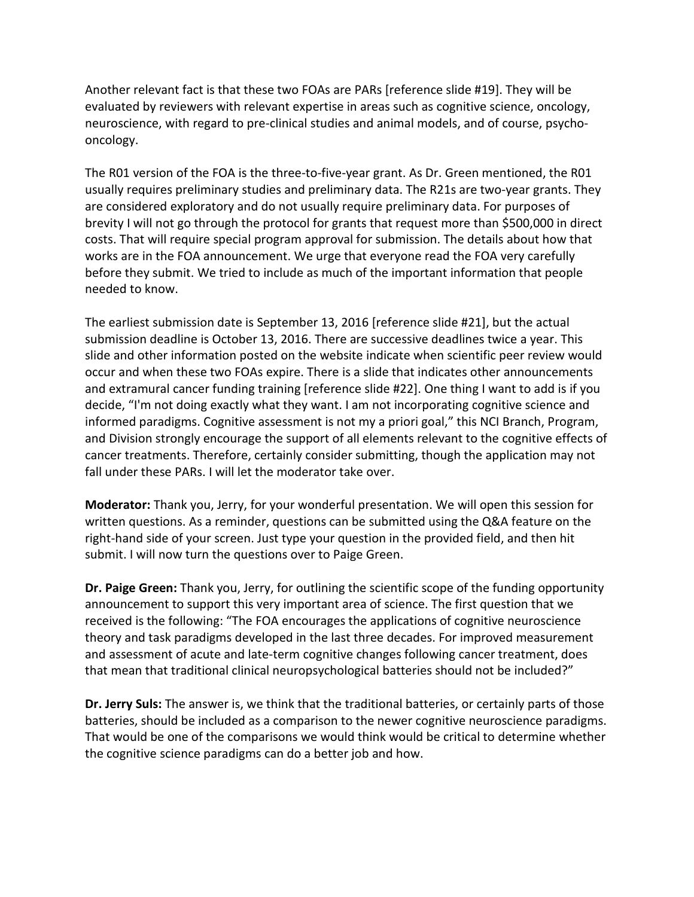Another relevant fact is that these two FOAs are PARs [reference slide #19]. They will be evaluated by reviewers with relevant expertise in areas such as cognitive science, oncology, neuroscience, with regard to pre-clinical studies and animal models, and of course, psycho-oncology.

The R01 version of the FOA is the three-to-five-year grant. As Dr. Green mentioned, the R01 usually requires preliminary studies and preliminary data. The R21s are two-year grants. They are considered exploratory and do not usually require preliminary data. For purposes of brevity I will not go through the protocol for grants that request more than $500,000 in direct costs. That will require special program approval for submission. The details about how that works are in the FOA announcement. We urge that everyone read the FOA very carefully before they submit. We tried to include as much of the important information that people needed to know.

The earliest submission date is September 13, 2016 [reference slide #21], but the actual submission deadline is October 13, 2016. There are successive deadlines twice a year. This slide and other information posted on the website indicate when scientific peer review would occur and when these two FOAs expire. There is a slide that indicates other announcements and extramural cancer funding training [reference slide #22]. One thing I want to add is if you decide, "I'm not doing exactly what they want. I am not incorporating cognitive science and informed paradigms. Cognitive assessment is not my a priori goal," this NCI Branch, Program, and Division strongly encourage the support of all elements relevant to the cognitive effects of cancer treatments. Therefore, certainly consider submitting, though the application may not fall under these PARs. I will let the moderator take over.

**Moderator:** Thank you, Jerry, for your wonderful presentation. We will open this session for written questions. As a reminder, questions can be submitted using the Q&A feature on the right-hand side of your screen. Just type your question in the provided field, and then hit submit. I will now turn the questions over to Paige Green.

**Dr. Paige Green:** Thank you, Jerry, for outlining the scientific scope of the funding opportunity announcement to support this very important area of science. The first question that we received is the following: "The FOA encourages the applications of cognitive neuroscience theory and task paradigms developed in the last three decades. For improved measurement and assessment of acute and late-term cognitive changes following cancer treatment, does that mean that traditional clinical neuropsychological batteries should not be included?"

**Dr. Jerry Suls:** The answer is, we think that the traditional batteries, or certainly parts of those batteries, should be included as a comparison to the newer cognitive neuroscience paradigms. That would be one of the comparisons we would think would be critical to determine whether the cognitive science paradigms can do a better job and how.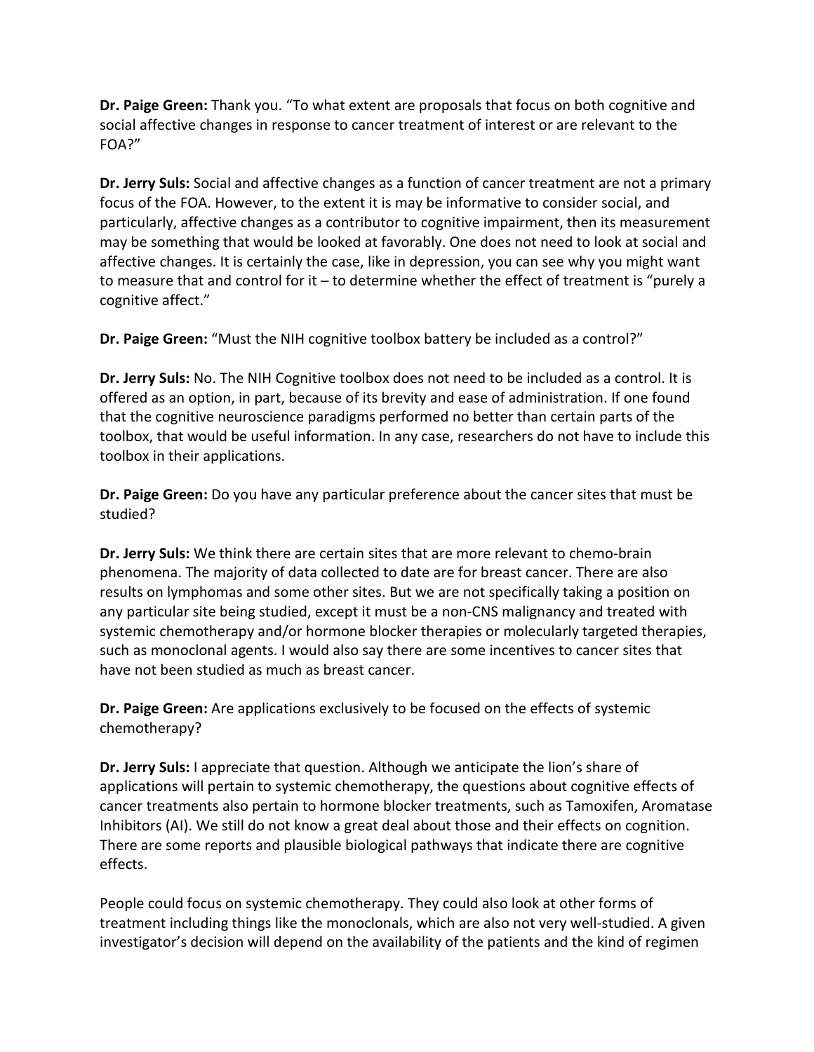**Dr. Paige Green:** Thank you. "To what extent are proposals that focus on both cognitive and social affective changes in response to cancer treatment of interest or are relevant to the FOA?"

**Dr. Jerry Suls:** Social and affective changes as a function of cancer treatment are not a primary focus of the FOA. However, to the extent it is may be informative to consider social, and particularly, affective changes as a contributor to cognitive impairment, then its measurement may be something that would be looked at favorably. One does not need to look at social and affective changes. It is certainly the case, like in depression, you can see why you might want to measure that and control for it – to determine whether the effect of treatment is "purely a cognitive affect."

**Dr. Paige Green:** "Must the NIH cognitive toolbox battery be included as a control?"

**Dr. Jerry Suls:** No. The NIH Cognitive toolbox does not need to be included as a control. It is offered as an option, in part, because of its brevity and ease of administration. If one found that the cognitive neuroscience paradigms performed no better than certain parts of the toolbox, that would be useful information. In any case, researchers do not have to include this toolbox in their applications.

**Dr. Paige Green:** Do you have any particular preference about the cancer sites that must be studied?

**Dr. Jerry Suls:** We think there are certain sites that are more relevant to chemo-brain phenomena. The majority of data collected to date are for breast cancer. There are also results on lymphomas and some other sites. But we are not specifically taking a position on any particular site being studied, except it must be a non-CNS malignancy and treated with systemic chemotherapy and/or hormone blocker therapies or molecularly targeted therapies, such as monoclonal agents. I would also say there are some incentives to cancer sites that have not been studied as much as breast cancer.

**Dr. Paige Green:** Are applications exclusively to be focused on the effects of systemic chemotherapy?

**Dr. Jerry Suls:** I appreciate that question. Although we anticipate the lion's share of applications will pertain to systemic chemotherapy, the questions about cognitive effects of cancer treatments also pertain to hormone blocker treatments, such as Tamoxifen, Aromatase Inhibitors (AI). We still do not know a great deal about those and their effects on cognition. There are some reports and plausible biological pathways that indicate there are cognitive effects.

People could focus on systemic chemotherapy. They could also look at other forms of treatment including things like the monoclonals, which are also not very well-studied. A given investigator's decision will depend on the availability of the patients and the kind of regimen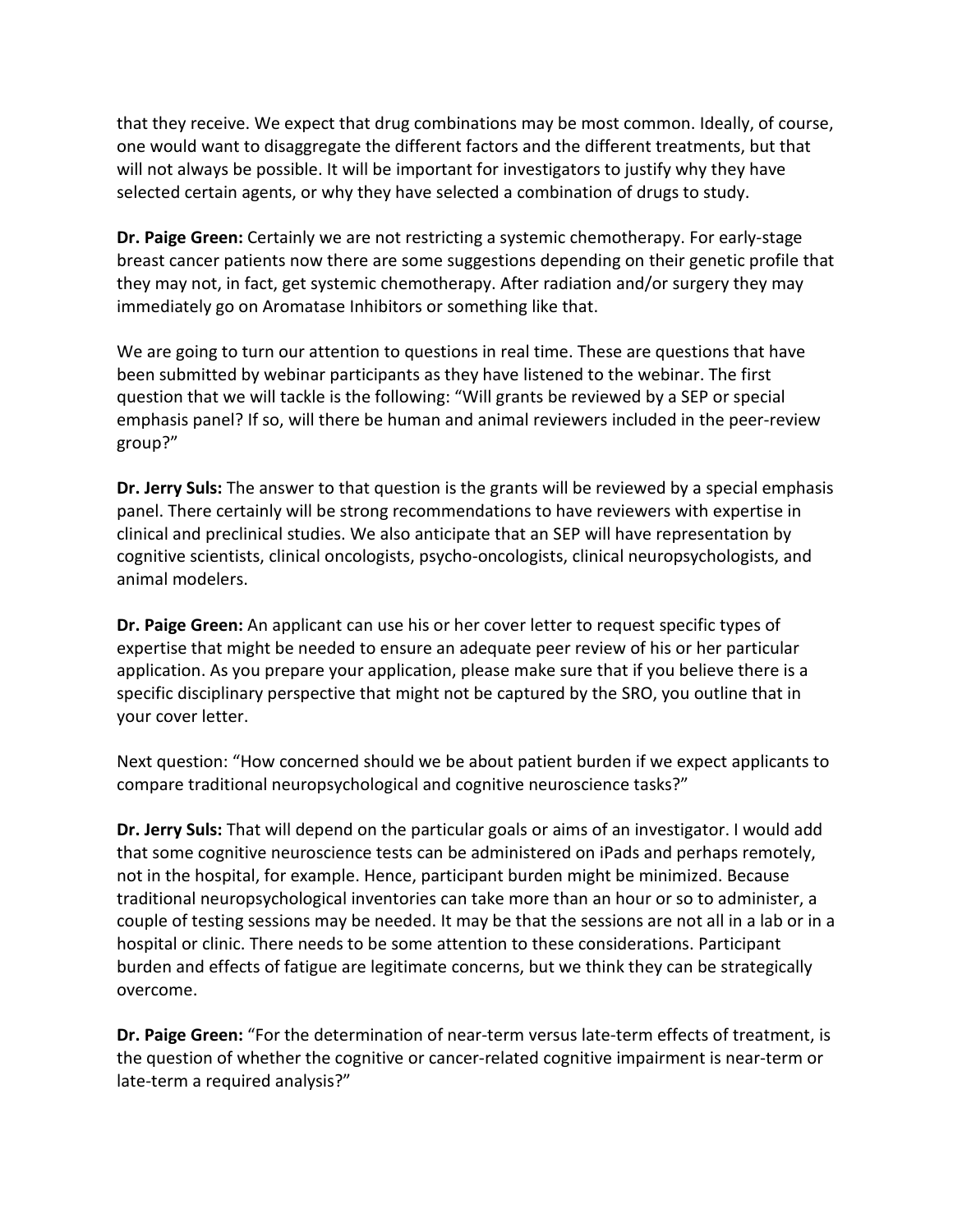that they receive. We expect that drug combinations may be most common. Ideally, of course, one would want to disaggregate the different factors and the different treatments, but that will not always be possible. It will be important for investigators to justify why they have selected certain agents, or why they have selected a combination of drugs to study.

**Dr. Paige Green:** Certainly we are not restricting a systemic chemotherapy. For early-stage breast cancer patients now there are some suggestions depending on their genetic profile that they may not, in fact, get systemic chemotherapy. After radiation and/or surgery they may immediately go on Aromatase Inhibitors or something like that.

We are going to turn our attention to questions in real time. These are questions that have been submitted by webinar participants as they have listened to the webinar. The first question that we will tackle is the following: "Will grants be reviewed by a SEP or special emphasis panel? If so, will there be human and animal reviewers included in the peer-review group?"

**Dr. Jerry Suls:** The answer to that question is the grants will be reviewed by a special emphasis panel. There certainly will be strong recommendations to have reviewers with expertise in clinical and preclinical studies. We also anticipate that an SEP will have representation by cognitive scientists, clinical oncologists, psycho-oncologists, clinical neuropsychologists, and animal modelers.

**Dr. Paige Green:** An applicant can use his or her cover letter to request specific types of expertise that might be needed to ensure an adequate peer review of his or her particular application. As you prepare your application, please make sure that if you believe there is a specific disciplinary perspective that might not be captured by the SRO, you outline that in your cover letter.

Next question: "How concerned should we be about patient burden if we expect applicants to compare traditional neuropsychological and cognitive neuroscience tasks?"

**Dr. Jerry Suls:** That will depend on the particular goals or aims of an investigator. I would add that some cognitive neuroscience tests can be administered on iPads and perhaps remotely, not in the hospital, for example. Hence, participant burden might be minimized. Because traditional neuropsychological inventories can take more than an hour or so to administer, a couple of testing sessions may be needed. It may be that the sessions are not all in a lab or in a hospital or clinic. There needs to be some attention to these considerations. Participant burden and effects of fatigue are legitimate concerns, but we think they can be strategically overcome.

**Dr. Paige Green:** "For the determination of near-term versus late-term effects of treatment, is the question of whether the cognitive or cancer-related cognitive impairment is near-term or late-term a required analysis?"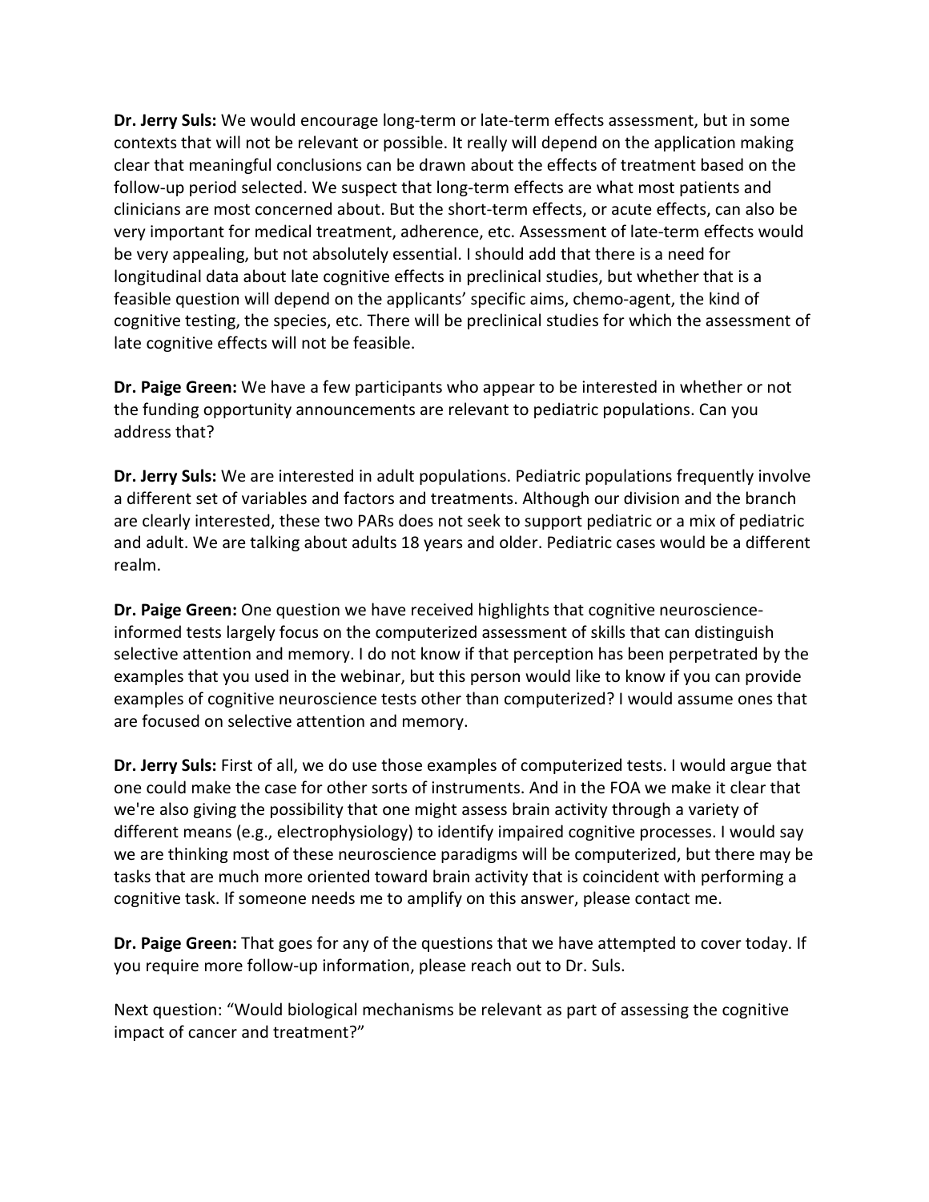**Dr. Jerry Suls:** We would encourage long-term or late-term effects assessment, but in some contexts that will not be relevant or possible. It really will depend on the application making clear that meaningful conclusions can be drawn about the effects of treatment based on the follow-up period selected. We suspect that long-term effects are what most patients and clinicians are most concerned about. But the short-term effects, or acute effects, can also be very important for medical treatment, adherence, etc. Assessment of late-term effects would be very appealing, but not absolutely essential. I should add that there is a need for longitudinal data about late cognitive effects in preclinical studies, but whether that is a feasible question will depend on the applicants' specific aims, chemo-agent, the kind of cognitive testing, the species, etc. There will be preclinical studies for which the assessment of late cognitive effects will not be feasible.

**Dr. Paige Green:** We have a few participants who appear to be interested in whether or not the funding opportunity announcements are relevant to pediatric populations. Can you address that?

**Dr. Jerry Suls:** We are interested in adult populations. Pediatric populations frequently involve a different set of variables and factors and treatments. Although our division and the branch are clearly interested, these two PARs does not seek to support pediatric or a mix of pediatric and adult. We are talking about adults 18 years and older. Pediatric cases would be a different realm.

**Dr. Paige Green:** One question we have received highlights that cognitive neuroscience-informed tests largely focus on the computerized assessment of skills that can distinguish selective attention and memory. I do not know if that perception has been perpetrated by the examples that you used in the webinar, but this person would like to know if you can provide examples of cognitive neuroscience tests other than computerized? I would assume ones that are focused on selective attention and memory.

**Dr. Jerry Suls:** First of all, we do use those examples of computerized tests. I would argue that one could make the case for other sorts of instruments. And in the FOA we make it clear that we're also giving the possibility that one might assess brain activity through a variety of different means (e.g., electrophysiology) to identify impaired cognitive processes. I would say we are thinking most of these neuroscience paradigms will be computerized, but there may be tasks that are much more oriented toward brain activity that is coincident with performing a cognitive task. If someone needs me to amplify on this answer, please contact me.

**Dr. Paige Green:** That goes for any of the questions that we have attempted to cover today. If you require more follow-up information, please reach out to Dr. Suls.

Next question: "Would biological mechanisms be relevant as part of assessing the cognitive impact of cancer and treatment?"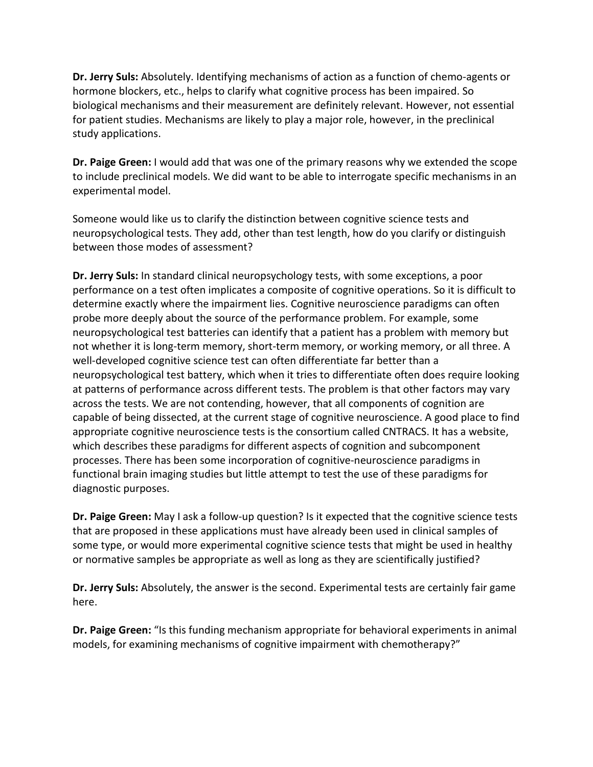**Dr. Jerry Suls:** Absolutely. Identifying mechanisms of action as a function of chemo-agents or hormone blockers, etc., helps to clarify what cognitive process has been impaired. So biological mechanisms and their measurement are definitely relevant. However, not essential for patient studies. Mechanisms are likely to play a major role, however, in the preclinical study applications.

**Dr. Paige Green:** I would add that was one of the primary reasons why we extended the scope to include preclinical models. We did want to be able to interrogate specific mechanisms in an experimental model.

Someone would like us to clarify the distinction between cognitive science tests and neuropsychological tests. They add, other than test length, how do you clarify or distinguish between those modes of assessment?

**Dr. Jerry Suls:** In standard clinical neuropsychology tests, with some exceptions, a poor performance on a test often implicates a composite of cognitive operations. So it is difficult to determine exactly where the impairment lies. Cognitive neuroscience paradigms can often probe more deeply about the source of the performance problem. For example, some neuropsychological test batteries can identify that a patient has a problem with memory but not whether it is long-term memory, short-term memory, or working memory, or all three. A well-developed cognitive science test can often differentiate far better than a neuropsychological test battery, which when it tries to differentiate often does require looking at patterns of performance across different tests. The problem is that other factors may vary across the tests. We are not contending, however, that all components of cognition are capable of being dissected, at the current stage of cognitive neuroscience. A good place to find appropriate cognitive neuroscience tests is the consortium called CNTRACS. It has a website, which describes these paradigms for different aspects of cognition and subcomponent processes. There has been some incorporation of cognitive-neuroscience paradigms in functional brain imaging studies but little attempt to test the use of these paradigms for diagnostic purposes.

**Dr. Paige Green:** May I ask a follow-up question? Is it expected that the cognitive science tests that are proposed in these applications must have already been used in clinical samples of some type, or would more experimental cognitive science tests that might be used in healthy or normative samples be appropriate as well as long as they are scientifically justified?

**Dr. Jerry Suls:** Absolutely, the answer is the second. Experimental tests are certainly fair game here.

**Dr. Paige Green:** "Is this funding mechanism appropriate for behavioral experiments in animal models, for examining mechanisms of cognitive impairment with chemotherapy?"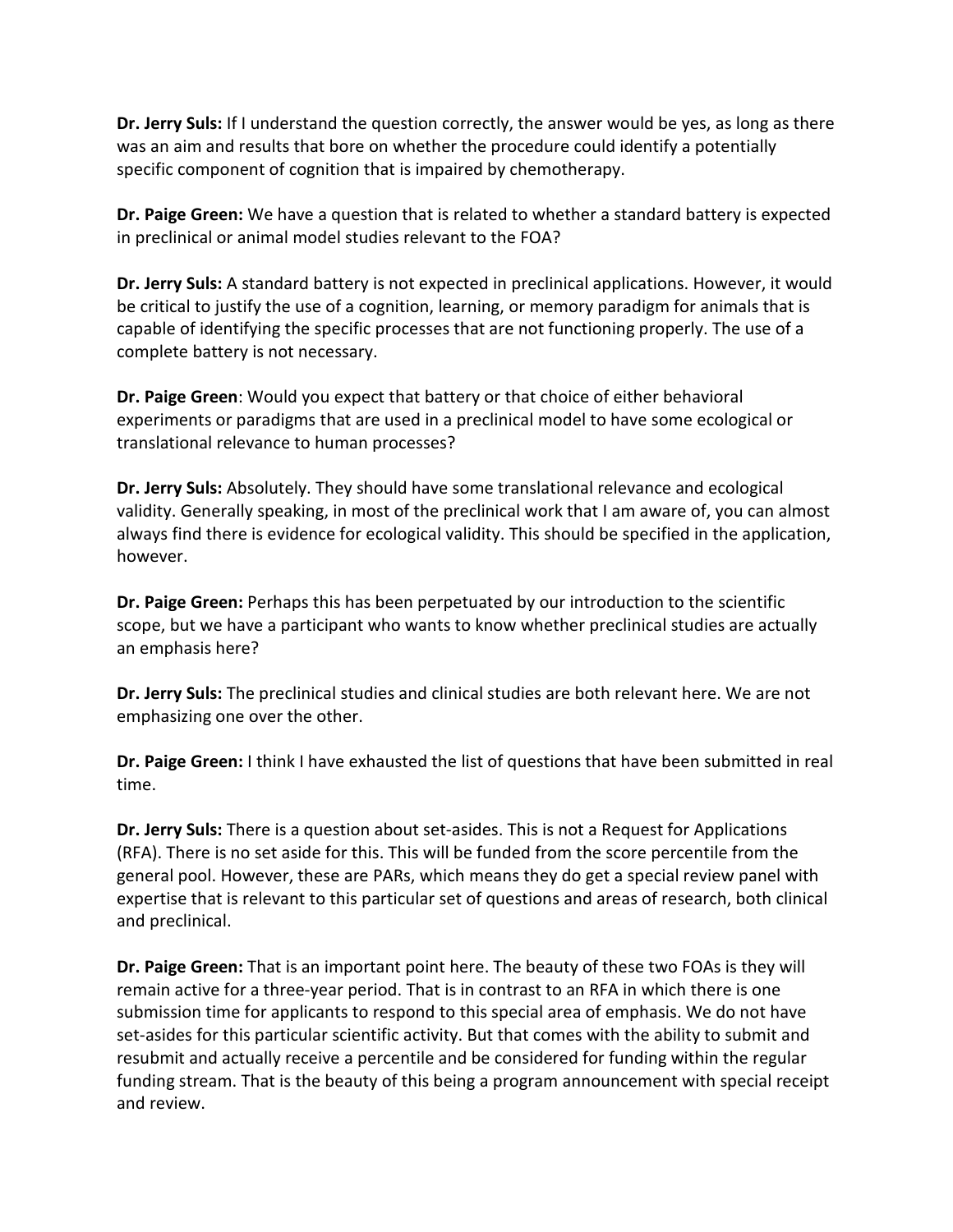**Dr. Jerry Suls:** If I understand the question correctly, the answer would be yes, as long as there was an aim and results that bore on whether the procedure could identify a potentially specific component of cognition that is impaired by chemotherapy.

**Dr. Paige Green:** We have a question that is related to whether a standard battery is expected in preclinical or animal model studies relevant to the FOA?

**Dr. Jerry Suls:** A standard battery is not expected in preclinical applications. However, it would be critical to justify the use of a cognition, learning, or memory paradigm for animals that is capable of identifying the specific processes that are not functioning properly. The use of a complete battery is not necessary.

**Dr. Paige Green**: Would you expect that battery or that choice of either behavioral experiments or paradigms that are used in a preclinical model to have some ecological or translational relevance to human processes?

**Dr. Jerry Suls:** Absolutely. They should have some translational relevance and ecological validity. Generally speaking, in most of the preclinical work that I am aware of, you can almost always find there is evidence for ecological validity. This should be specified in the application, however.

**Dr. Paige Green:** Perhaps this has been perpetuated by our introduction to the scientific scope, but we have a participant who wants to know whether preclinical studies are actually an emphasis here?

**Dr. Jerry Suls:** The preclinical studies and clinical studies are both relevant here. We are not emphasizing one over the other.

**Dr. Paige Green:** I think I have exhausted the list of questions that have been submitted in real time.

**Dr. Jerry Suls:** There is a question about set-asides. This is not a Request for Applications (RFA). There is no set aside for this. This will be funded from the score percentile from the general pool. However, these are PARs, which means they do get a special review panel with expertise that is relevant to this particular set of questions and areas of research, both clinical and preclinical.

**Dr. Paige Green:** That is an important point here. The beauty of these two FOAs is they will remain active for a three-year period. That is in contrast to an RFA in which there is one submission time for applicants to respond to this special area of emphasis. We do not have set-asides for this particular scientific activity. But that comes with the ability to submit and resubmit and actually receive a percentile and be considered for funding within the regular funding stream. That is the beauty of this being a program announcement with special receipt and review.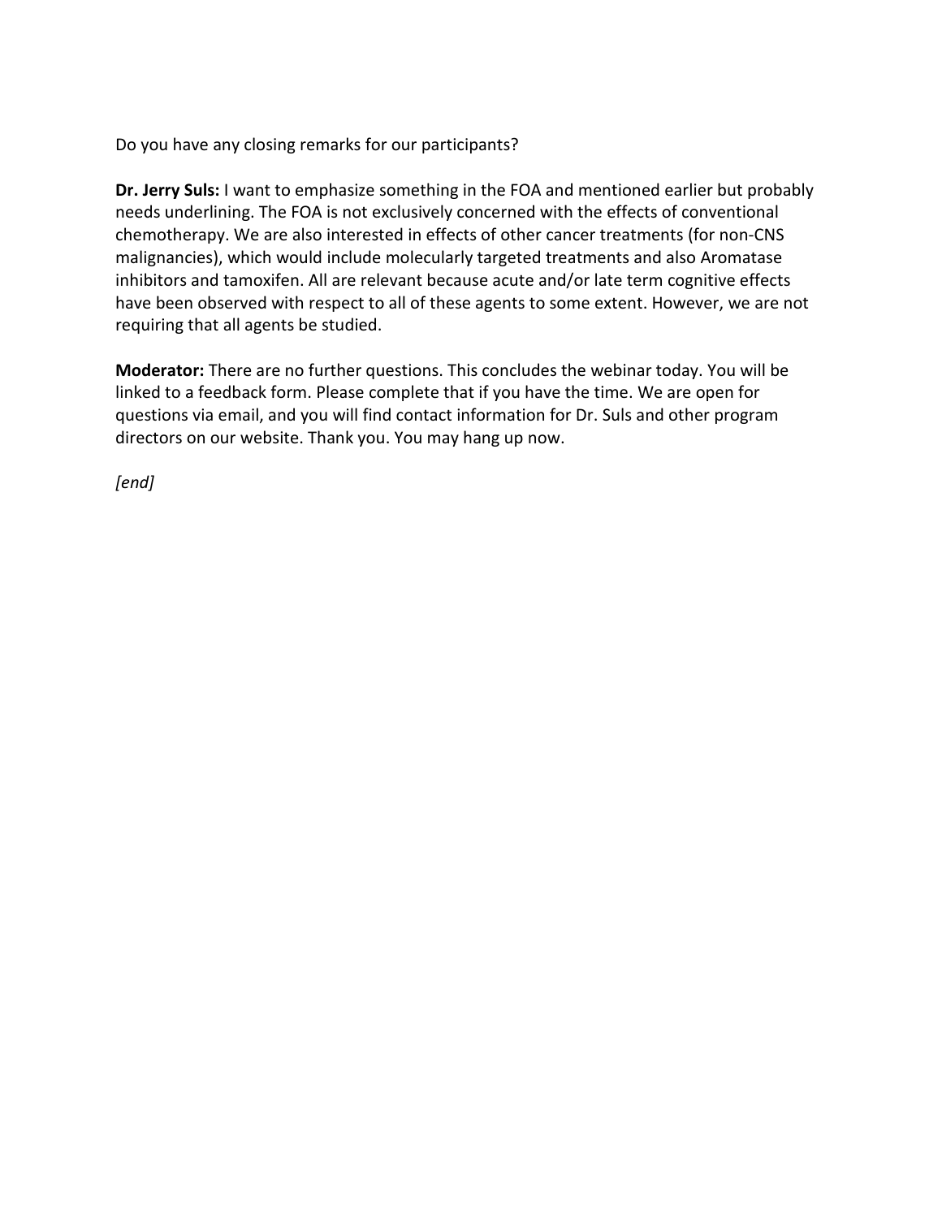Do you have any closing remarks for our participants?

**Dr. Jerry Suls:** I want to emphasize something in the FOA and mentioned earlier but probably needs underlining. The FOA is not exclusively concerned with the effects of conventional chemotherapy. We are also interested in effects of other cancer treatments (for non-CNS malignancies), which would include molecularly targeted treatments and also Aromatase inhibitors and tamoxifen. All are relevant because acute and/or late term cognitive effects have been observed with respect to all of these agents to some extent. However, we are not requiring that all agents be studied.

**Moderator:** There are no further questions. This concludes the webinar today. You will be linked to a feedback form. Please complete that if you have the time. We are open for questions via email, and you will find contact information for Dr. Suls and other program directors on our website. Thank you. You may hang up now.

*[end]*